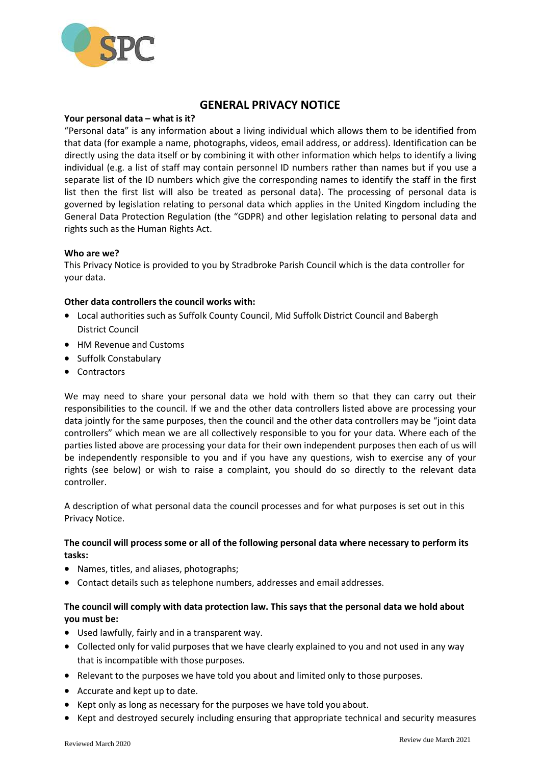# GENERAL PRIVACY NOTICE

**Your personal data – what is it?**

"Personal data" is any information about a living individual which allows them to be identified from that data (for example a name, photographs, videos, email address, or address). Identification can be directly using the data itself or by combining it with other information which helps to identify a living individual (e.g. a list of staff may contain personnel ID numbers rather than names but if you use a separate list of the ID numbers which give the corresponding names to identify the staff in the first list then the first list will also be treated as personal data). The processing of personal data is governed by legislation relating to personal data which applies in the United Kingdom including the General Data Protection Regulation (the "GDPR) and other legislation relating to personal data and rights such as the Human Rights Act.

**Who are we?**

This Privacy Notice is provided to you by Stradbroke Parish Council which is the data controller for your data.

**Other data controllers the council works with:**

- Local authorities such as Suffolk County Council, Mid Suffolk District Council and Babergh District Council
- HM Revenue and Customs
- Suffolk Constabulary
- Contractors

We may need to share your personal data we hold with them so that they can carry out their responsibilities to the council. If we and the other data controllers listed above are processing your data jointly for the same purposes, then the council and the other data controllers may be "joint data controllers" which mean we are all collectively responsible to you for your data. Where each of the parties listed above are processing your data for their own independent purposes then each of us will be independently responsible to you and if you have any questions, wish to exercise any of your rights (see below) or wish to raise a complaint, you should do so directly to the relevant data controller.

A description of what personal data the council processes and for what purposes is set out in this Privacy Notice.

**The council will process some or all of the following personal data where necessary to perform its tasks:**

- Names, titles, and aliases, photographs;
- Contact details such as telephone numbers, addresses and email addresses.

**The council will comply with data protection law. This says that the personal data we hold about you must be:**

- Used lawfully, fairly and in a transparent way.
- Collected only for valid purposes that we have clearly explained to you and not used in any way that is incompatible with those purposes.
- Relevant to the purposes we have told you about and limited only to those purposes.
- Accurate and kept up to date.
- Kept only as long as necessary for the purposes we have told you about.
- Kept and destroyed securely including ensuring that appropriate technical and security measures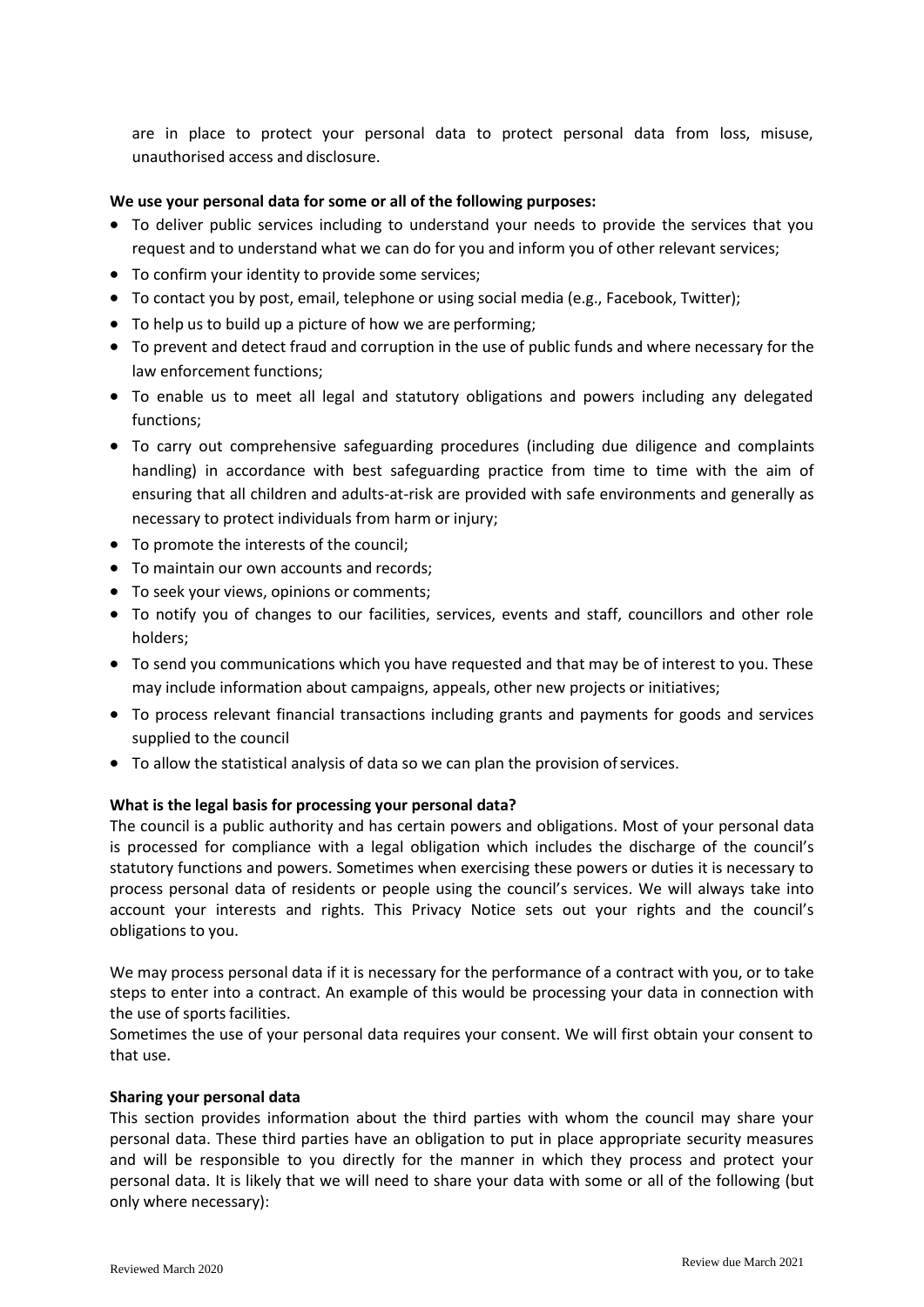are in place to protect your personal data to protect personal data from loss, misuse, unauthorised access and disclosure.

**We use your personal data for some or all of the following purposes:**

- To deliver public services including to understand your needs to provide the services that you request and to understand what we can do for you and inform you of other relevant services;
- To confirm your identity to provide some services;
- To contact you by post, email, telephone or using social media (e.g., Facebook, Twitter);
- To help us to build up a picture of how we are performing;
- To prevent and detect fraud and corruption in the use of public funds and where necessary for the law enforcement functions;
- To enable us to meet all legal and statutory obligations and powers including any delegated functions;
- To carry out comprehensive safeguarding procedures (including due diligence and complaints handling) in accordance with best safeguarding practice from time to time with the aim of ensuring that all children and adults-at-risk are provided with safe environments and generally as necessary to protect individuals from harm or injury;
- To promote the interests of the council;
- To maintain our own accounts and records;
- To seek your views, opinions or comments;
- To notify you of changes to our facilities, services, events and staff, councillors and other role holders;
- To send you communications which you have requested and that may be of interest to you. These may include information about campaigns, appeals, other new projects or initiatives;
- To process relevant financial transactions including grants and payments for goods and services supplied to the council
- To allow the statistical analysis of data so we can plan the provision of services.

**What is the legal basis for processing your personal data?**

The council is a public authority and has certain powers and obligations. Most of your personal data is processed for compliance with a legal obligation which includes the discharge of the council's statutory functions and powers. Sometimes when exercising these powers or duties it is necessary to process personal data of residents or people using the council's services. We will always take into account your interests and rights. This Privacy Notice sets out your rights and the council's obligations to you.

We may process personal data if it is necessary for the performance of a contract with you, or to take steps to enter into a contract. An example of this would be processing your data in connection with the use of sports facilities.

Sometimes the use of your personal data requires your consent. We will first obtain your consent to that use.

**Sharing your personal data**

This section provides information about the third parties with whom the council may share your personal data. These third parties have an obligation to put in place appropriate security measures and will be responsible to you directly for the manner in which they process and protect your personal data. It is likely that we will need to share your data with some or all of the following (but only where necessary):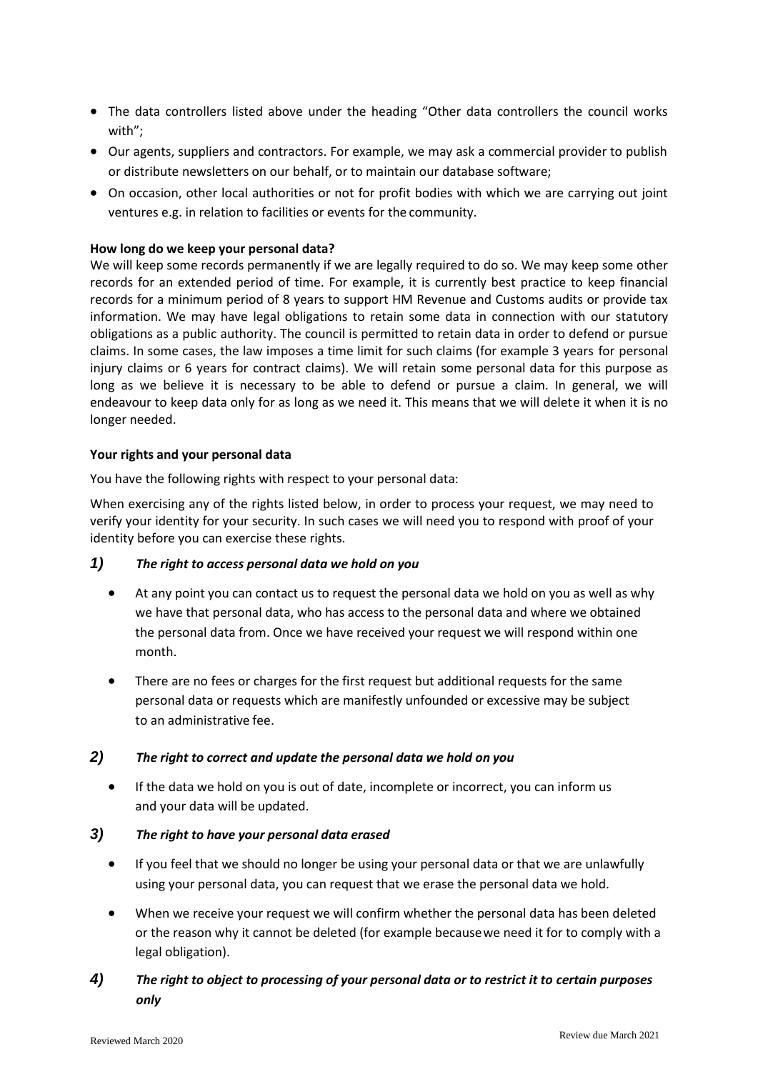- The data controllers listed above under the heading "Other data controllers the council works with";
- Our agents, suppliers and contractors. For example, we may ask a commercial provider to publish or distribute newsletters on our behalf, or to maintain our database software;
- On occasion, other local authorities or not for profit bodies with which we are carrying out joint ventures e.g. in relation to facilities or events for the community.

**How long do we keep your personal data?**

We will keep some records permanently if we are legally required to do so. We may keep some other records for an extended period of time. For example, it is currently best practice to keep financial records for a minimum period of 8 years to support HM Revenue and Customs audits or provide tax information. We may have legal obligations to retain some data in connection with our statutory obligations as a public authority. The council is permitted to retain data in order to defend or pursue claims. In some cases, the law imposes a time limit for such claims (for example 3 years for personal injury claims or 6 years for contract claims). We will retain some personal data for this purpose as long as we believe it is necessary to be able to defend or pursue a claim. In general, we will endeavour to keep data only for as long as we need it. This means that we will delete it when it is no longer needed.

**Your rights and your personal data**

You have the following rights with respect to your personal data:

When exercising any of the rights listed below, in order to process your request, we may need to verify your identity for your security. In such cases we will need you to respond with proof of your identity before you can exercise these rights.

***1) The right to access personal data we hold on you***

- At any point you can contact us to request the personal data we hold on you as well as why we have that personal data, who has access to the personal data and where we obtained the personal data from. Once we have received your request we will respond within one month.
- There are no fees or charges for the first request but additional requests for the same personal data or requests which are manifestly unfounded or excessive may be subject to an administrative fee.

***2) The right to correct and update the personal data we hold on you***

- If the data we hold on you is out of date, incomplete or incorrect, you can inform us and your data will be updated.

***3) The right to have your personal data erased***

- If you feel that we should no longer be using your personal data or that we are unlawfully using your personal data, you can request that we erase the personal data we hold.
- When we receive your request we will confirm whether the personal data has been deleted or the reason why it cannot be deleted (for example because we need it for to comply with a legal obligation).

***4) The right to object to processing of your personal data or to restrict it to certain purposes only***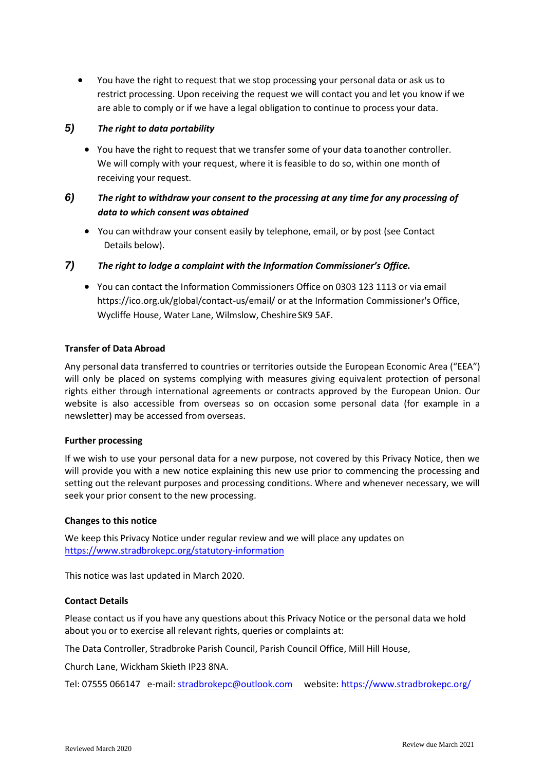- You have the right to request that we stop processing your personal data or ask us to restrict processing. Upon receiving the request we will contact you and let you know if we are able to comply or if we have a legal obligation to continue to process your data.

### 5) *The right to data portability*

- You have the right to request that we transfer some of your data to another controller. We will comply with your request, where it is feasible to do so, within one month of receiving your request.

### 6) *The right to withdraw your consent to the processing at any time for any processing of data to which consent was obtained*

- You can withdraw your consent easily by telephone, email, or by post (see Contact Details below).

### 7) *The right to lodge a complaint with the Information Commissioner's Office.*

- You can contact the Information Commissioners Office on 0303 123 1113 or via email https://ico.org.uk/global/contact-us/email/ or at the Information Commissioner's Office, Wycliffe House, Water Lane, Wilmslow, Cheshire SK9 5AF.

**Transfer of Data Abroad**

Any personal data transferred to countries or territories outside the European Economic Area ("EEA") will only be placed on systems complying with measures giving equivalent protection of personal rights either through international agreements or contracts approved by the European Union. Our website is also accessible from overseas so on occasion some personal data (for example in a newsletter) may be accessed from overseas.

**Further processing**

If we wish to use your personal data for a new purpose, not covered by this Privacy Notice, then we will provide you with a new notice explaining this new use prior to commencing the processing and setting out the relevant purposes and processing conditions. Where and whenever necessary, we will seek your prior consent to the new processing.

**Changes to this notice**

We keep this Privacy Notice under regular review and we will place any updates on https://www.stradbrokepc.org/statutory-information

This notice was last updated in March 2020.

**Contact Details**

Please contact us if you have any questions about this Privacy Notice or the personal data we hold about you or to exercise all relevant rights, queries or complaints at:

The Data Controller, Stradbroke Parish Council, Parish Council Office, Mill Hill House,

Church Lane, Wickham Skieth IP23 8NA.

Tel: 07555 066147 e-mail: stradbrokepc@outlook.com website: https://www.stradbrokepc.org/

Reviewed March 2020 Review due March 2021